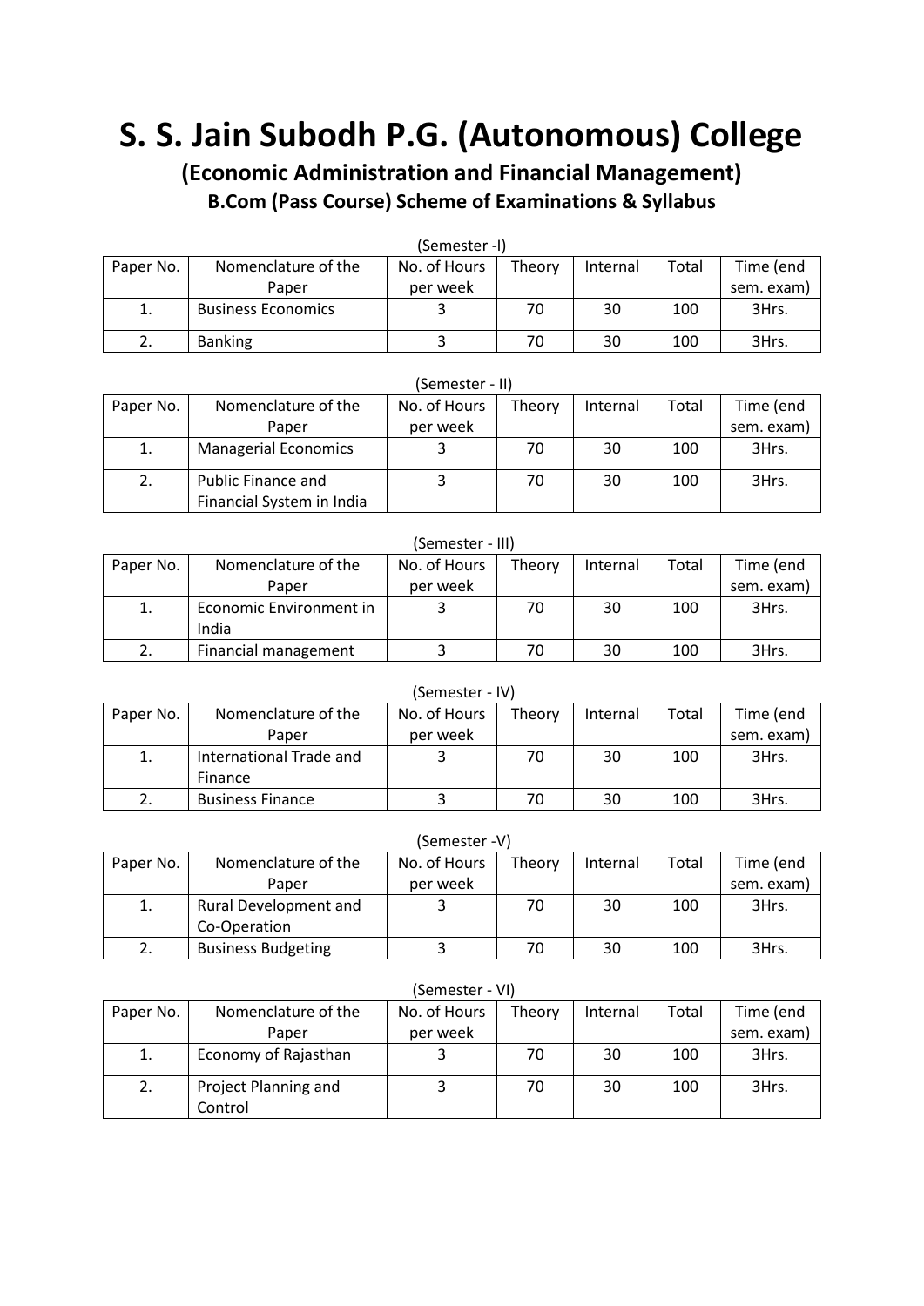# S. S. Jain Subodh P.G. (Autonomous) College

## (Economic Administration and Financial Management)

### B.Com (Pass Course) Scheme of Examinations & Syllabus

(Semester -I)

| Paper No. | Nomenclature of the Paper | No. of Hours per week | Theory | Internal | Total | Time (end sem. exam) |
|---|---|---|---|---|---|---|
| 1. | Business Economics | 3 | 70 | 30 | 100 | 3Hrs. |
| 2. | Banking | 3 | 70 | 30 | 100 | 3Hrs. |

(Semester - II)

| Paper No. | Nomenclature of the Paper | No. of Hours per week | Theory | Internal | Total | Time (end sem. exam) |
|---|---|---|---|---|---|---|
| 1. | Managerial Economics | 3 | 70 | 30 | 100 | 3Hrs. |
| 2. | Public Finance and Financial System in India | 3 | 70 | 30 | 100 | 3Hrs. |

(Semester - III)

| Paper No. | Nomenclature of the Paper | No. of Hours per week | Theory | Internal | Total | Time (end sem. exam) |
|---|---|---|---|---|---|---|
| 1. | Economic Environment in India | 3 | 70 | 30 | 100 | 3Hrs. |
| 2. | Financial management | 3 | 70 | 30 | 100 | 3Hrs. |

(Semester - IV)

| Paper No. | Nomenclature of the Paper | No. of Hours per week | Theory | Internal | Total | Time (end sem. exam) |
|---|---|---|---|---|---|---|
| 1. | International Trade and Finance | 3 | 70 | 30 | 100 | 3Hrs. |
| 2. | Business Finance | 3 | 70 | 30 | 100 | 3Hrs. |

(Semester -V)

| Paper No. | Nomenclature of the Paper | No. of Hours per week | Theory | Internal | Total | Time (end sem. exam) |
|---|---|---|---|---|---|---|
| 1. | Rural Development and Co-Operation | 3 | 70 | 30 | 100 | 3Hrs. |
| 2. | Business Budgeting | 3 | 70 | 30 | 100 | 3Hrs. |

(Semester - VI)

| Paper No. | Nomenclature of the Paper | No. of Hours per week | Theory | Internal | Total | Time (end sem. exam) |
|---|---|---|---|---|---|---|
| 1. | Economy of Rajasthan | 3 | 70 | 30 | 100 | 3Hrs. |
| 2. | Project Planning and Control | 3 | 70 | 30 | 100 | 3Hrs. |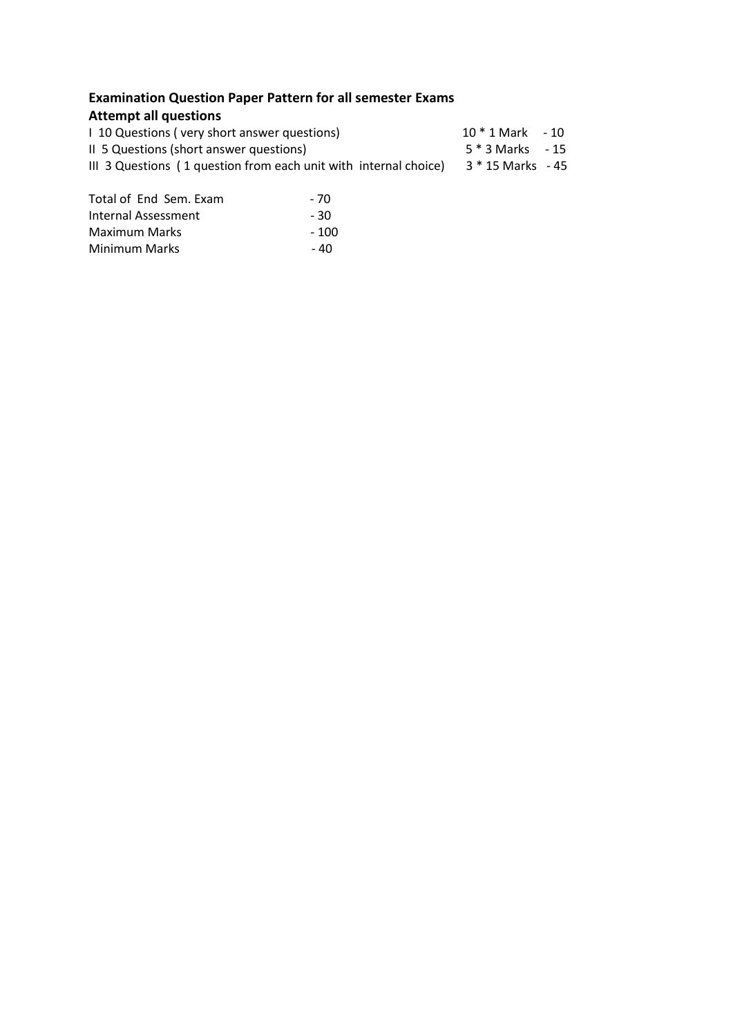**Examination Question Paper Pattern for all semester Exams**

**Attempt all questions**

| | | |
|---|---|---|
| I 10 Questions ( very short answer questions) | 10 * 1 Mark | - 10 |
| II 5 Questions (short answer questions) | 5 * 3 Marks | - 15 |
| III 3 Questions ( 1 question from each unit with internal choice) | 3 * 15 Marks | - 45 |

| | |
|---|---|
| Total of End Sem. Exam | - 70 |
| Internal Assessment | - 30 |
| Maximum Marks | - 100 |
| Minimum Marks | - 40 |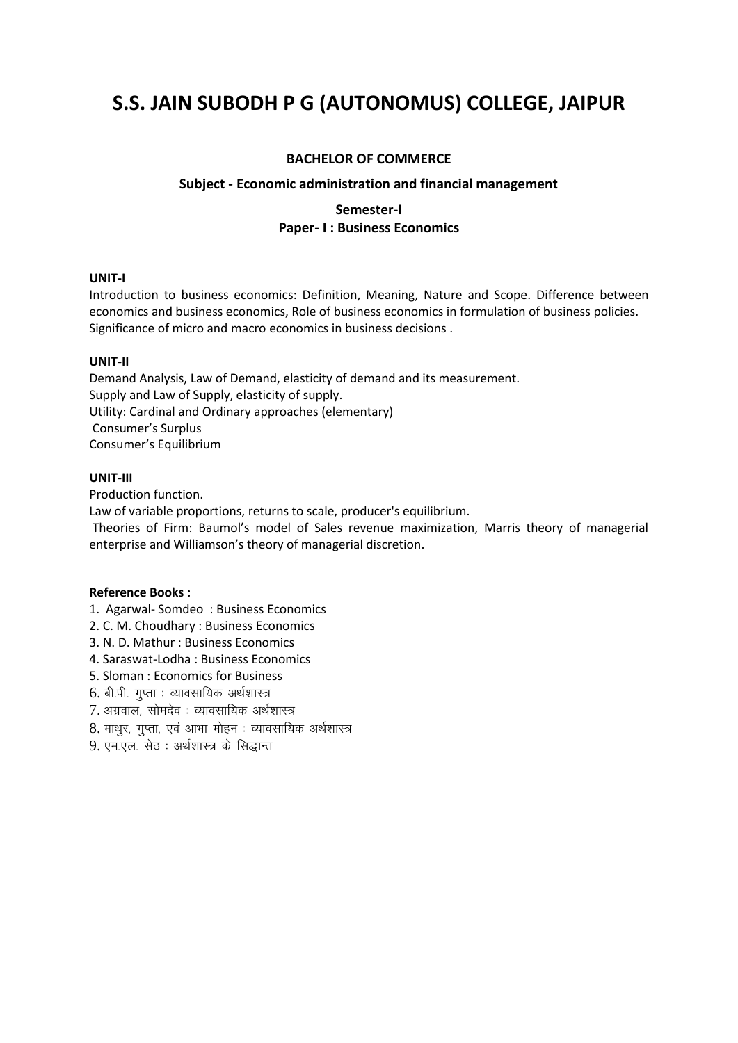# S.S. JAIN SUBODH P G (AUTONOMUS) COLLEGE, JAIPUR

**BACHELOR OF COMMERCE**

**Subject - Economic administration and financial management**

**Semester-I**

**Paper- I : Business Economics**

**UNIT-I**

Introduction to business economics: Definition, Meaning, Nature and Scope. Difference between economics and business economics, Role of business economics in formulation of business policies. Significance of micro and macro economics in business decisions .

**UNIT-II**

Demand Analysis, Law of Demand, elasticity of demand and its measurement.
Supply and Law of Supply, elasticity of supply.
Utility: Cardinal and Ordinary approaches (elementary)
Consumer's Surplus
Consumer's Equilibrium

**UNIT-III**

Production function.
Law of variable proportions, returns to scale, producer's equilibrium.
Theories of Firm: Baumol's model of Sales revenue maximization, Marris theory of managerial enterprise and Williamson's theory of managerial discretion.

**Reference Books :**

1. Agarwal- Somdeo : Business Economics
2. C. M. Choudhary : Business Economics
3. N. D. Mathur : Business Economics
4. Saraswat-Lodha : Business Economics
5. Sloman : Economics for Business
6. बी.पी. गुप्ता : व्यावसायिक अर्थशास्त्र
7. अग्रवाल, सोमदेव : व्यावसायिक अर्थशास्त्र
8. माथुर, गुप्ता, एवं आभा मोहन : व्यावसायिक अर्थशास्त्र
9. एम.एल. सेठ : अर्थशास्त्र के सिद्धान्त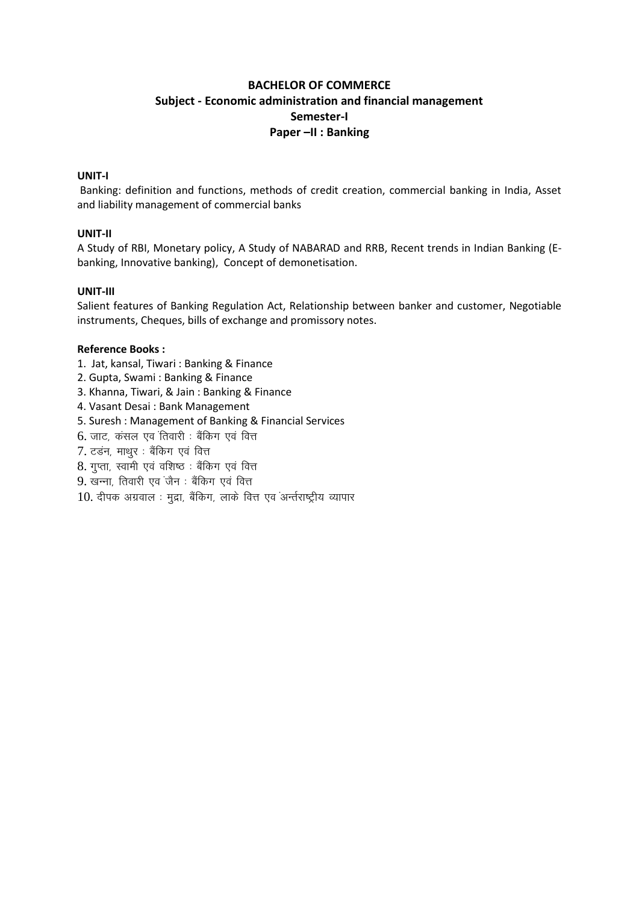# BACHELOR OF COMMERCE
## Subject - Economic administration and financial management
## Semester-I
## Paper –II : Banking

**UNIT-I**

Banking: definition and functions, methods of credit creation, commercial banking in India, Asset and liability management of commercial banks

**UNIT-II**

A Study of RBI, Monetary policy, A Study of NABARAD and RRB, Recent trends in Indian Banking (E-banking, Innovative banking), Concept of demonetisation.

**UNIT-III**

Salient features of Banking Regulation Act, Relationship between banker and customer, Negotiable instruments, Cheques, bills of exchange and promissory notes.

**Reference Books :**

1. Jat, kansal, Tiwari : Banking & Finance
2. Gupta, Swami : Banking & Finance
3. Khanna, Tiwari, & Jain : Banking & Finance
4. Vasant Desai : Bank Management
5. Suresh : Management of Banking & Financial Services
6. जाट, कंसल एव तिवारी : बैंकिग एवं वित्त
7. टडंन, माथुर : बैंकिग एवं वित्त
8. गुप्ता, स्वामी एवं वशिष्ठ : बैंकिग एवं वित्त
9. खन्ना, तिवारी एव जैन : बैंकिग एवं वित्त
10. दीपक अग्रवाल : मुद्रा, बैंकिग, लाके वित्त एव अर्न्तराष्ट्रीय व्यापार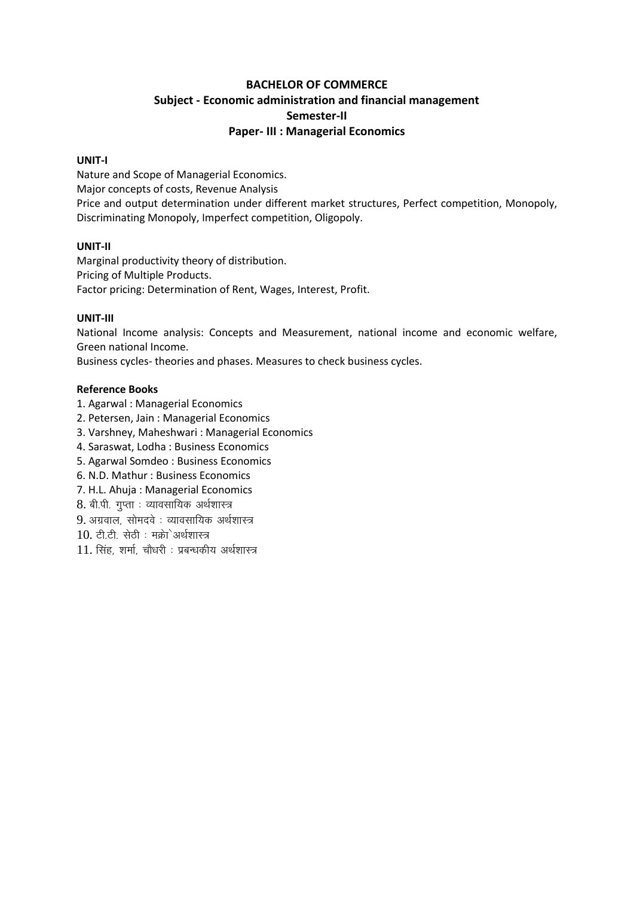# BACHELOR OF COMMERCE

## Subject - Economic administration and financial management

## Semester-II

## Paper- III : Managerial Economics

**UNIT-I**

Nature and Scope of Managerial Economics.

Major concepts of costs, Revenue Analysis

Price and output determination under different market structures, Perfect competition, Monopoly, Discriminating Monopoly, Imperfect competition, Oligopoly.

**UNIT-II**

Marginal productivity theory of distribution.

Pricing of Multiple Products.

Factor pricing: Determination of Rent, Wages, Interest, Profit.

**UNIT-III**

National Income analysis: Concepts and Measurement, national income and economic welfare, Green national Income.

Business cycles- theories and phases. Measures to check business cycles.

**Reference Books**

1. Agarwal : Managerial Economics
2. Petersen, Jain : Managerial Economics
3. Varshney, Maheshwari : Managerial Economics
4. Saraswat, Lodha : Business Economics
5. Agarwal Somdeo : Business Economics
6. N.D. Mathur : Business Economics
7. H.L. Ahuja : Managerial Economics
8. बी.पी. गुप्ता : व्यावसायिक अर्थशास्त्र
9. अग्रवाल, सोमदवे : व्यावसायिक अर्थशास्त्र
10. टी.टी. सेठी : मक्रो`अर्थशास्त्र
11. सिंह, शर्मा, चौधरी : प्रबन्धकीय अर्थशास्त्र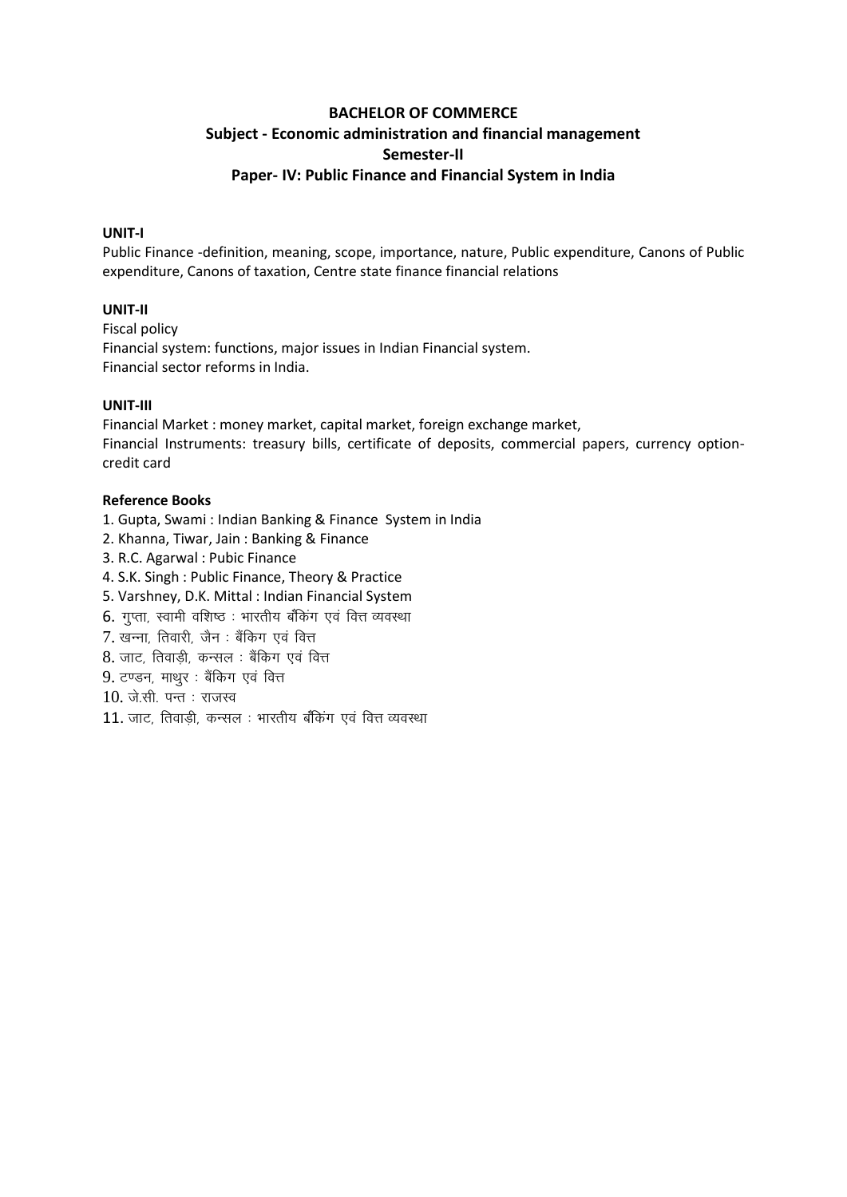# BACHELOR OF COMMERCE
## Subject - Economic administration and financial management
## Semester-II
## Paper- IV: Public Finance and Financial System in India

**UNIT-I**

Public Finance -definition, meaning, scope, importance, nature, Public expenditure, Canons of Public expenditure, Canons of taxation, Centre state finance financial relations

**UNIT-II**

Fiscal policy
Financial system: functions, major issues in Indian Financial system.
Financial sector reforms in India.

**UNIT-III**

Financial Market : money market, capital market, foreign exchange market,
Financial Instruments: treasury bills, certificate of deposits, commercial papers, currency option-credit card

**Reference Books**

1. Gupta, Swami : Indian Banking & Finance System in India
2. Khanna, Tiwar, Jain : Banking & Finance
3. R.C. Agarwal : Pubic Finance
4. S.K. Singh : Public Finance, Theory & Practice
5. Varshney, D.K. Mittal : Indian Financial System
6. गुप्ता, स्वामी वशिष्ठ : भारतीय बैंकिंग एवं वित्त व्यवस्था
7. खन्ना, तिवारी, जैन : बैंकिग एवं वित्त
8. जाट, तिवाड़ी, कन्सल : बैंकिग एवं वित्त
9. टण्डन, माथुर : बैंकिग एवं वित्त
10. जे.सी. पन्त : राजस्व
11. जाट, तिवाड़ी, कन्सल : भारतीय बैंकिंग एवं वित्त व्यवस्था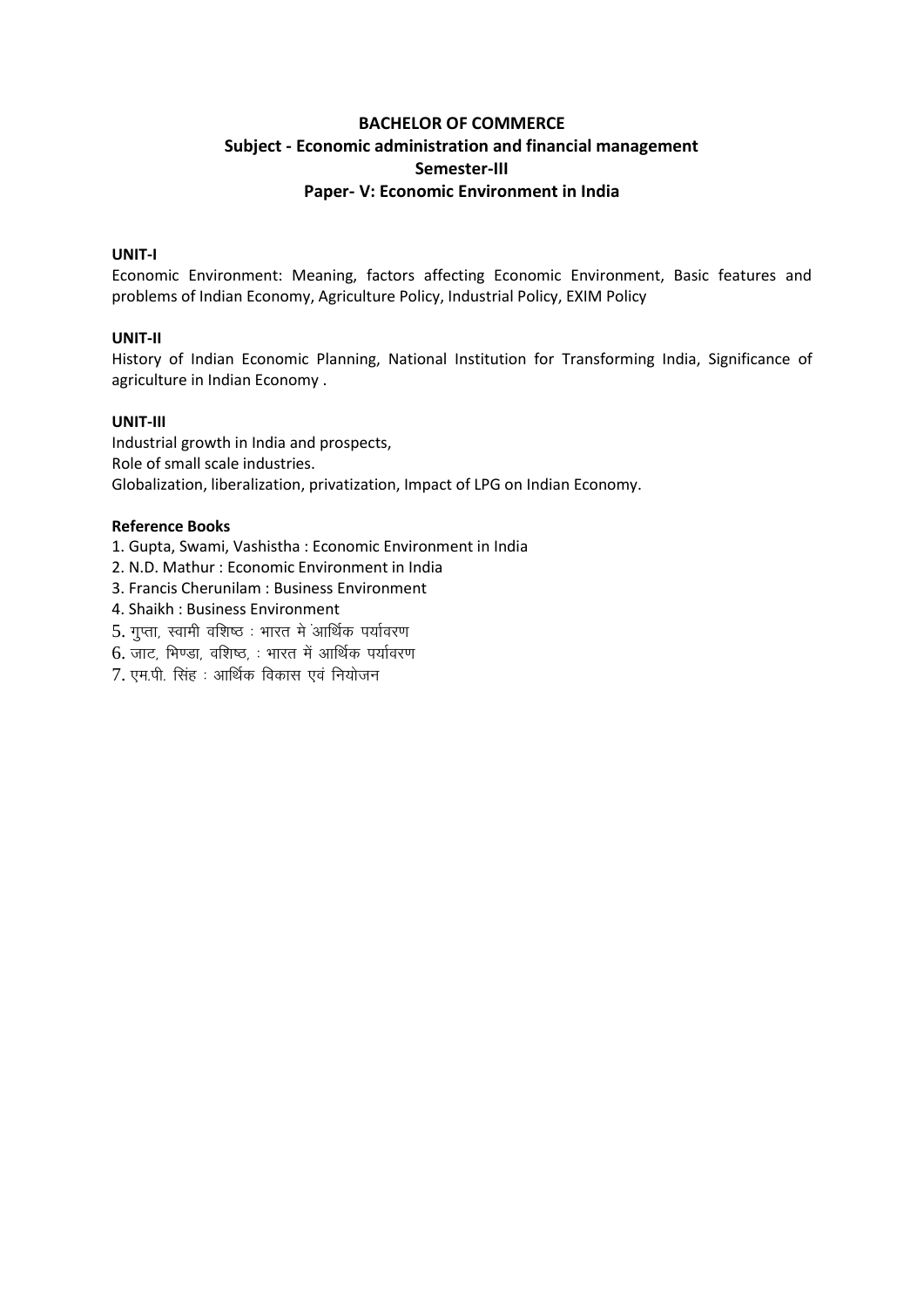# BACHELOR OF COMMERCE

## Subject - Economic administration and financial management

## Semester-III

## Paper- V: Economic Environment in India

**UNIT-I**

Economic Environment: Meaning, factors affecting Economic Environment, Basic features and problems of Indian Economy, Agriculture Policy, Industrial Policy, EXIM Policy

**UNIT-II**

History of Indian Economic Planning, National Institution for Transforming India, Significance of agriculture in Indian Economy .

**UNIT-III**

Industrial growth in India and prospects,
Role of small scale industries.
Globalization, liberalization, privatization, Impact of LPG on Indian Economy.

**Reference Books**

1. Gupta, Swami, Vashistha : Economic Environment in India
2. N.D. Mathur : Economic Environment in India
3. Francis Cherunilam : Business Environment
4. Shaikh : Business Environment
5. गुप्ता, स्वामी वशिष्ठ : भारत मे आर्थिक पर्यावरण
6. जाट, भिण्डा, वशिष्ठ, : भारत में आर्थिक पर्यावरण
7. एम.पी. सिंह : आर्थिक विकास एवं नियोजन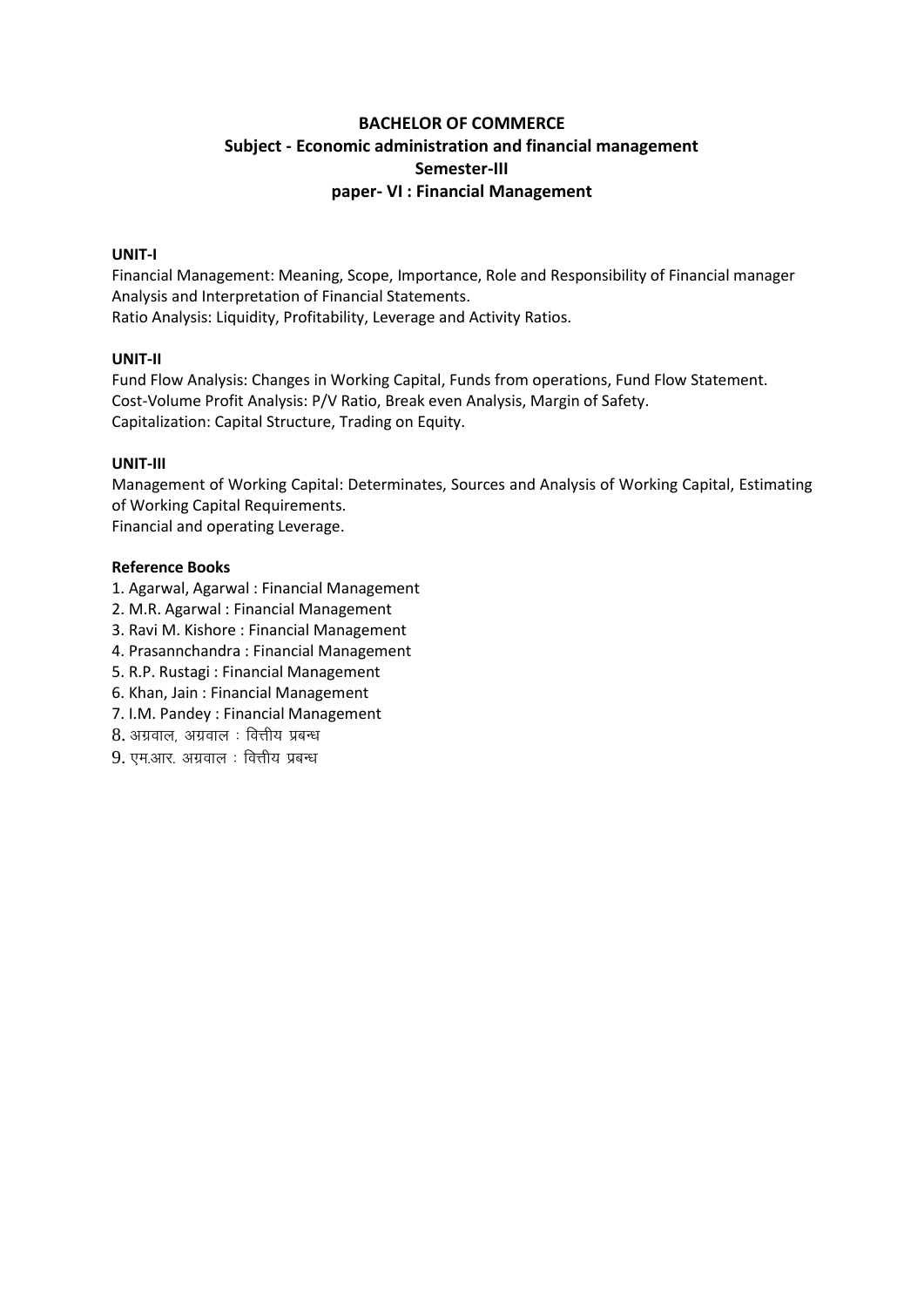# BACHELOR OF COMMERCE

## Subject - Economic administration and financial management

## Semester-III

## paper- VI : Financial Management

**UNIT-I**

Financial Management: Meaning, Scope, Importance, Role and Responsibility of Financial manager Analysis and Interpretation of Financial Statements.

Ratio Analysis: Liquidity, Profitability, Leverage and Activity Ratios.

**UNIT-II**

Fund Flow Analysis: Changes in Working Capital, Funds from operations, Fund Flow Statement.

Cost-Volume Profit Analysis: P/V Ratio, Break even Analysis, Margin of Safety.

Capitalization: Capital Structure, Trading on Equity.

**UNIT-III**

Management of Working Capital: Determinates, Sources and Analysis of Working Capital, Estimating of Working Capital Requirements.

Financial and operating Leverage.

**Reference Books**

1. Agarwal, Agarwal : Financial Management
2. M.R. Agarwal : Financial Management
3. Ravi M. Kishore : Financial Management
4. Prasannchandra : Financial Management
5. R.P. Rustagi : Financial Management
6. Khan, Jain : Financial Management
7. I.M. Pandey : Financial Management
8. अग्रवाल, अग्रवाल : वित्तीय प्रबन्ध
9. एम.आर. अग्रवाल : वित्तीय प्रबन्ध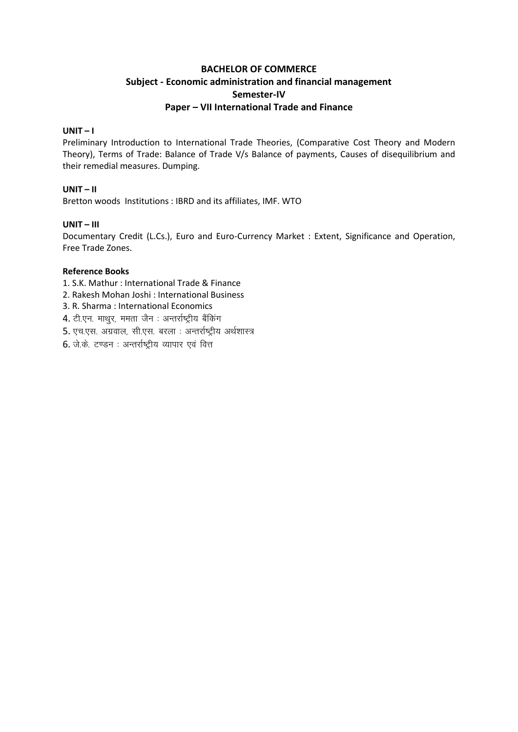# BACHELOR OF COMMERCE
## Subject - Economic administration and financial management
## Semester-IV
## Paper – VII International Trade and Finance

**UNIT – I**

Preliminary Introduction to International Trade Theories, (Comparative Cost Theory and Modern Theory), Terms of Trade: Balance of Trade V/s Balance of payments, Causes of disequilibrium and their remedial measures. Dumping.

**UNIT – II**

Bretton woods Institutions : IBRD and its affiliates, IMF. WTO

**UNIT – III**

Documentary Credit (L.Cs.), Euro and Euro-Currency Market : Extent, Significance and Operation, Free Trade Zones.

**Reference Books**

1. S.K. Mathur : International Trade & Finance
2. Rakesh Mohan Joshi : International Business
3. R. Sharma : International Economics
4. टी.एन. माथुर, ममता जैन : अन्तर्राष्ट्रीय बैंकिंग
5. एच.एस. अग्रवाल, सी.एस. बरला : अन्तर्राष्ट्रीय अर्थशास्त्र
6. जे.के. टण्डन : अन्तर्राष्ट्रीय व्यापार एवं वित्त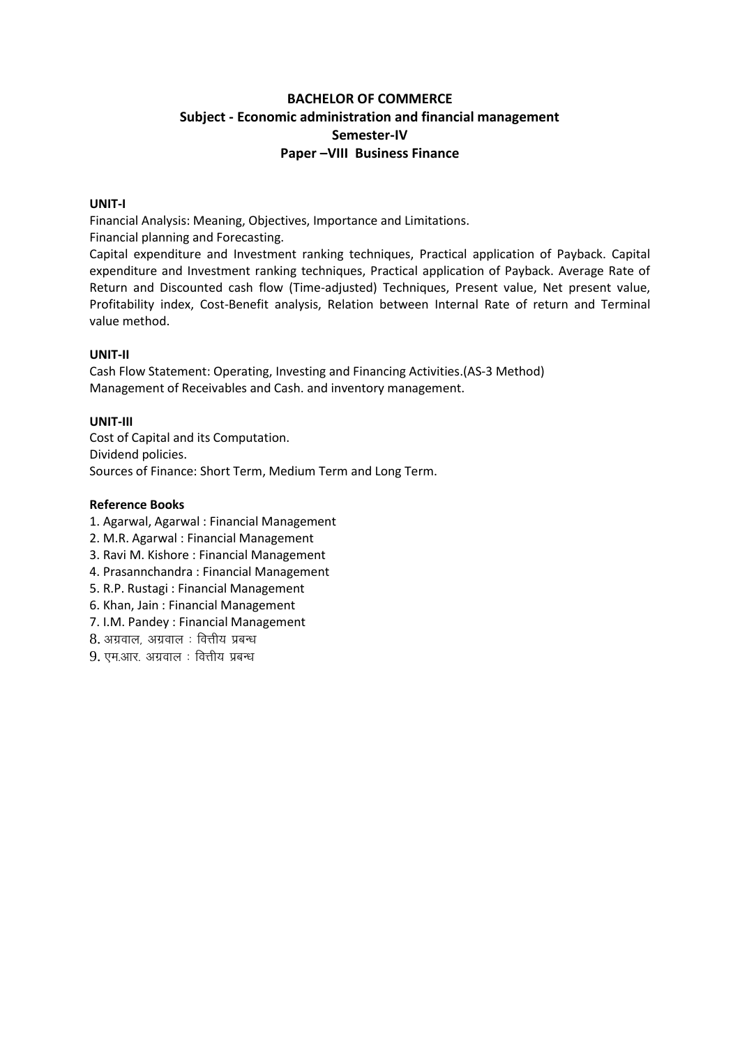# BACHELOR OF COMMERCE
## Subject - Economic administration and financial management
## Semester-IV
## Paper –VIII Business Finance

**UNIT-I**

Financial Analysis: Meaning, Objectives, Importance and Limitations.

Financial planning and Forecasting.

Capital expenditure and Investment ranking techniques, Practical application of Payback. Capital expenditure and Investment ranking techniques, Practical application of Payback. Average Rate of Return and Discounted cash flow (Time-adjusted) Techniques, Present value, Net present value, Profitability index, Cost-Benefit analysis, Relation between Internal Rate of return and Terminal value method.

**UNIT-II**

Cash Flow Statement: Operating, Investing and Financing Activities.(AS-3 Method)

Management of Receivables and Cash. and inventory management.

**UNIT-III**

Cost of Capital and its Computation.

Dividend policies.

Sources of Finance: Short Term, Medium Term and Long Term.

**Reference Books**

1. Agarwal, Agarwal : Financial Management
2. M.R. Agarwal : Financial Management
3. Ravi M. Kishore : Financial Management
4. Prasannchandra : Financial Management
5. R.P. Rustagi : Financial Management
6. Khan, Jain : Financial Management
7. I.M. Pandey : Financial Management
8. अग्रवाल, अग्रवाल : वित्तीय प्रबन्ध
9. एम.आर. अग्रवाल : वित्तीय प्रबन्ध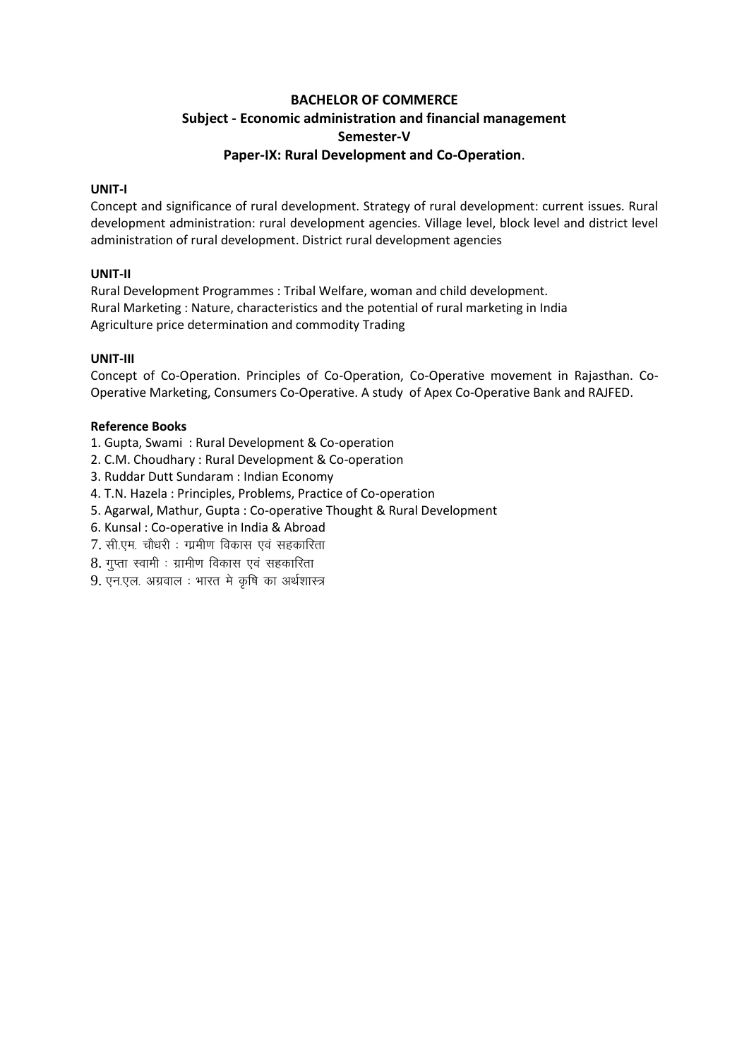# BACHELOR OF COMMERCE

## Subject - Economic administration and financial management

## Semester-V

## Paper-IX: Rural Development and Co-Operation.

**UNIT-I**

Concept and significance of rural development. Strategy of rural development: current issues. Rural development administration: rural development agencies. Village level, block level and district level administration of rural development. District rural development agencies

**UNIT-II**

Rural Development Programmes : Tribal Welfare, woman and child development.
Rural Marketing : Nature, characteristics and the potential of rural marketing in India
Agriculture price determination and commodity Trading

**UNIT-III**

Concept of Co-Operation. Principles of Co-Operation, Co-Operative movement in Rajasthan. Co-Operative Marketing, Consumers Co-Operative. A study of Apex Co-Operative Bank and RAJFED.

**Reference Books**

1. Gupta, Swami : Rural Development & Co-operation
2. C.M. Choudhary : Rural Development & Co-operation
3. Ruddar Dutt Sundaram : Indian Economy
4. T.N. Hazela : Principles, Problems, Practice of Co-operation
5. Agarwal, Mathur, Gupta : Co-operative Thought & Rural Development
6. Kunsal : Co-operative in India & Abroad
7. सी.एम. चौधरी : ग्रमीण विकास एवं सहकारिता
8. गुप्ता स्वामी : ग्रामीण विकास एवं सहकारिता
9. एन.एल. अग्रवाल : भारत मे कृषि का अर्थशास्त्र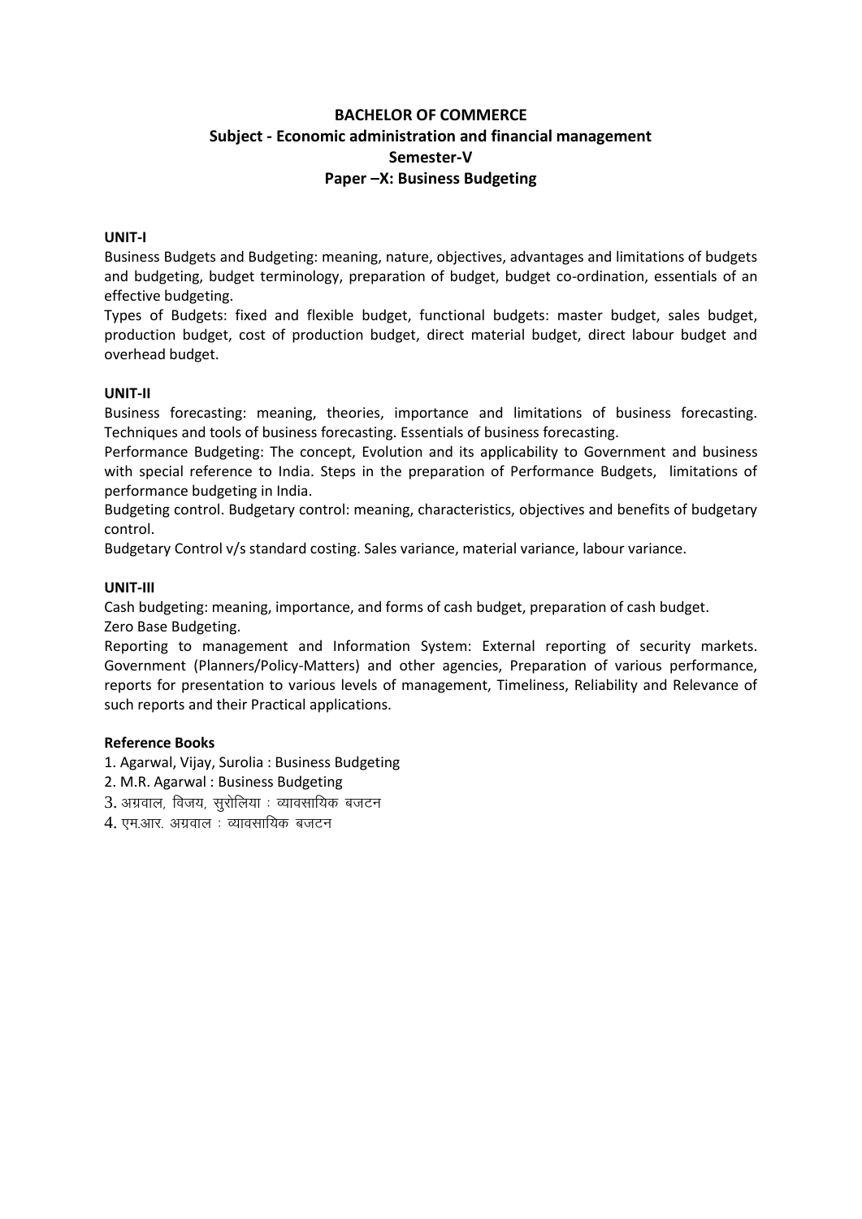# BACHELOR OF COMMERCE
## Subject - Economic administration and financial management
## Semester-V
## Paper –X: Business Budgeting

**UNIT-I**

Business Budgets and Budgeting: meaning, nature, objectives, advantages and limitations of budgets and budgeting, budget terminology, preparation of budget, budget co-ordination, essentials of an effective budgeting.

Types of Budgets: fixed and flexible budget, functional budgets: master budget, sales budget, production budget, cost of production budget, direct material budget, direct labour budget and overhead budget.

**UNIT-II**

Business forecasting: meaning, theories, importance and limitations of business forecasting. Techniques and tools of business forecasting. Essentials of business forecasting.

Performance Budgeting: The concept, Evolution and its applicability to Government and business with special reference to India. Steps in the preparation of Performance Budgets, limitations of performance budgeting in India.

Budgeting control. Budgetary control: meaning, characteristics, objectives and benefits of budgetary control.

Budgetary Control v/s standard costing. Sales variance, material variance, labour variance.

**UNIT-III**

Cash budgeting: meaning, importance, and forms of cash budget, preparation of cash budget.

Zero Base Budgeting.

Reporting to management and Information System: External reporting of security markets. Government (Planners/Policy-Matters) and other agencies, Preparation of various performance, reports for presentation to various levels of management, Timeliness, Reliability and Relevance of such reports and their Practical applications.

**Reference Books**

1. Agarwal, Vijay, Surolia : Business Budgeting
2. M.R. Agarwal : Business Budgeting
3. अग्रवाल, विजय, सुरोलिया : व्यावसायिक बजटन
4. एम.आर. अग्रवाल : व्यावसायिक बजटन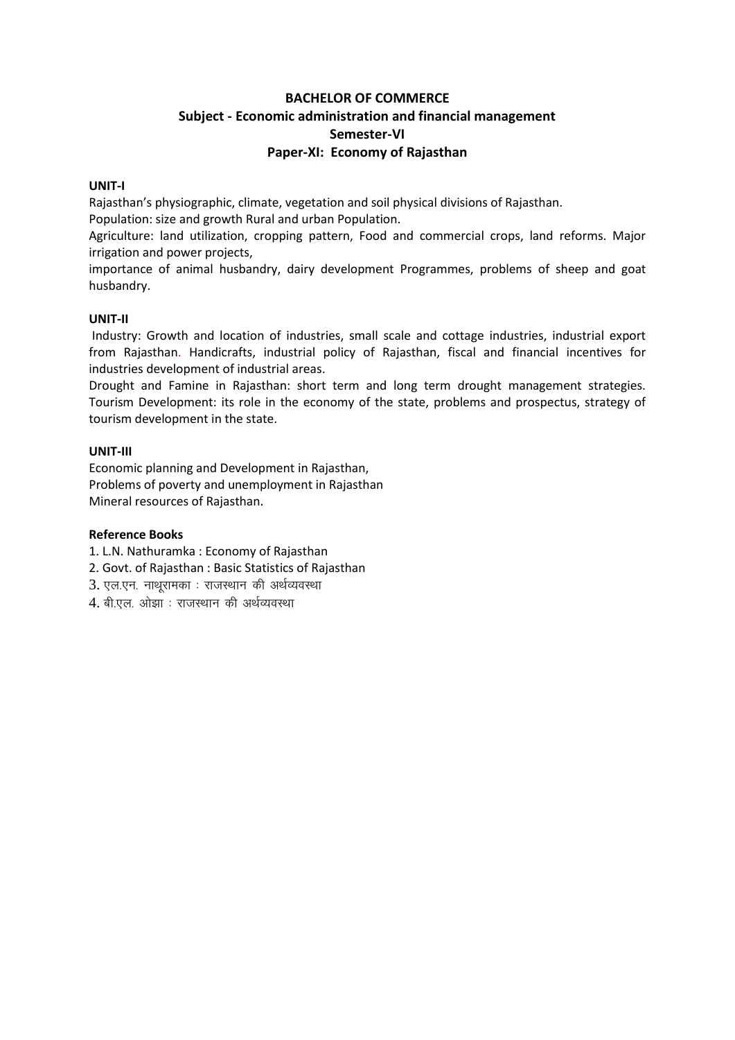# BACHELOR OF COMMERCE

## Subject - Economic administration and financial management

## Semester-VI

## Paper-XI: Economy of Rajasthan

**UNIT-I**

Rajasthan's physiographic, climate, vegetation and soil physical divisions of Rajasthan.

Population: size and growth Rural and urban Population.

Agriculture: land utilization, cropping pattern, Food and commercial crops, land reforms. Major irrigation and power projects,

importance of animal husbandry, dairy development Programmes, problems of sheep and goat husbandry.

**UNIT-II**

Industry: Growth and location of industries, small scale and cottage industries, industrial export from Rajasthan. Handicrafts, industrial policy of Rajasthan, fiscal and financial incentives for industries development of industrial areas.

Drought and Famine in Rajasthan: short term and long term drought management strategies. Tourism Development: its role in the economy of the state, problems and prospectus, strategy of tourism development in the state.

**UNIT-III**

Economic planning and Development in Rajasthan,

Problems of poverty and unemployment in Rajasthan

Mineral resources of Rajasthan.

**Reference Books**

1. L.N. Nathuramka : Economy of Rajasthan
2. Govt. of Rajasthan : Basic Statistics of Rajasthan
3. एल.एन. नाथूरामका : राजस्थान की अर्थव्यवस्था
4. बी.एल. ओझा : राजस्थान की अर्थव्यवस्था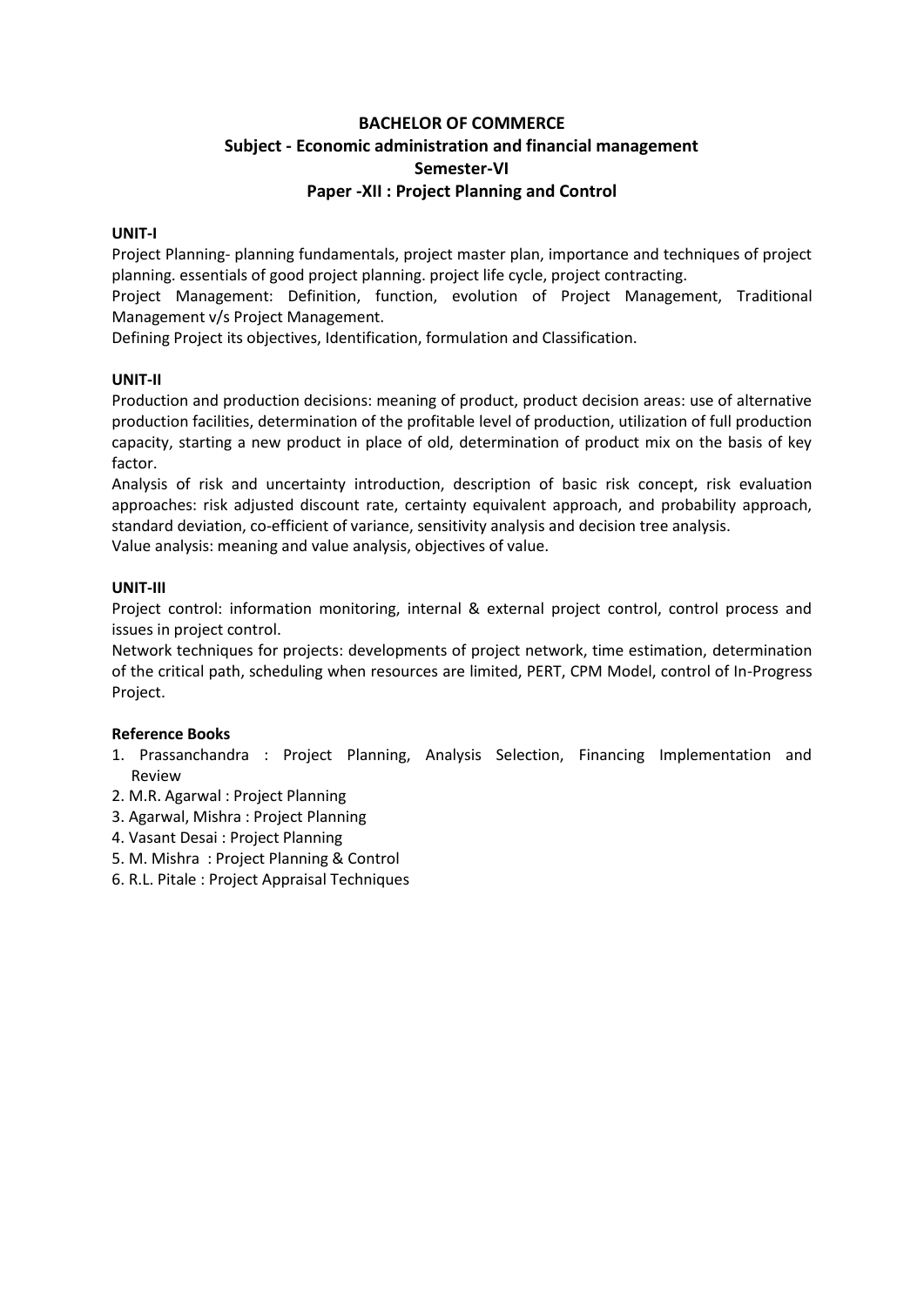# BACHELOR OF COMMERCE

## Subject - Economic administration and financial management

## Semester-VI

## Paper -XII : Project Planning and Control

### UNIT-I

Project Planning- planning fundamentals, project master plan, importance and techniques of project planning. essentials of good project planning. project life cycle, project contracting.

Project Management: Definition, function, evolution of Project Management, Traditional Management v/s Project Management.

Defining Project its objectives, Identification, formulation and Classification.

### UNIT-II

Production and production decisions: meaning of product, product decision areas: use of alternative production facilities, determination of the profitable level of production, utilization of full production capacity, starting a new product in place of old, determination of product mix on the basis of key factor.

Analysis of risk and uncertainty introduction, description of basic risk concept, risk evaluation approaches: risk adjusted discount rate, certainty equivalent approach, and probability approach, standard deviation, co-efficient of variance, sensitivity analysis and decision tree analysis.

Value analysis: meaning and value analysis, objectives of value.

### UNIT-III

Project control: information monitoring, internal & external project control, control process and issues in project control.

Network techniques for projects: developments of project network, time estimation, determination of the critical path, scheduling when resources are limited, PERT, CPM Model, control of In-Progress Project.

### Reference Books

1. Prassanchandra : Project Planning, Analysis Selection, Financing Implementation and Review
2. M.R. Agarwal : Project Planning
3. Agarwal, Mishra : Project Planning
4. Vasant Desai : Project Planning
5. M. Mishra : Project Planning & Control
6. R.L. Pitale : Project Appraisal Techniques